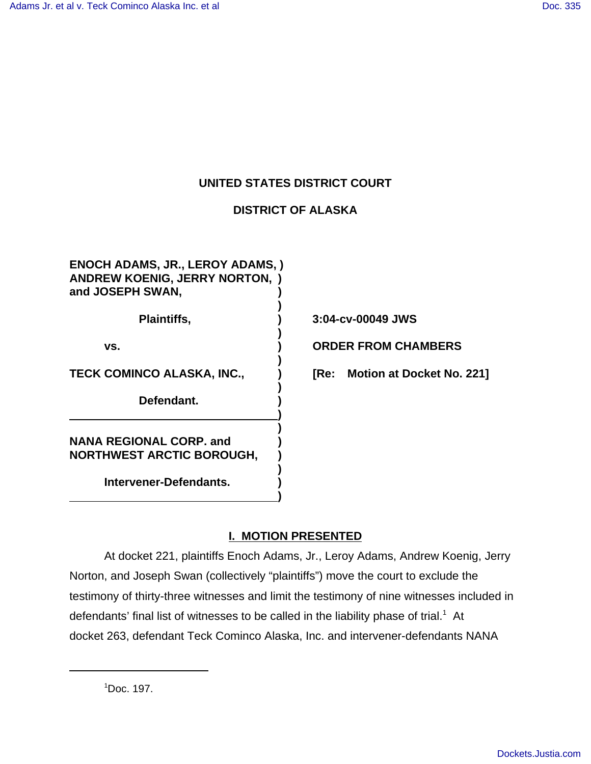**UNITED STATES DISTRICT COURT**

**DISTRICT OF ALASKA**

| | |
|---|---|
| **ENOCH ADAMS, JR., LEROY ADAMS, ANDREW KOENIG, JERRY NORTON, and JOSEPH SWAN,** | |
| **Plaintiffs,** | **3:04-cv-00049 JWS** |
| **vs.** | **ORDER FROM CHAMBERS** |
| **TECK COMINCO ALASKA, INC.,** | **[Re: Motion at Docket No. 221]** |
| **Defendant.** | |
| **NANA REGIONAL CORP. and NORTHWEST ARCTIC BOROUGH,** | |
| **Intervener-Defendants.** | |

## I. MOTION PRESENTED

At docket 221, plaintiffs Enoch Adams, Jr., Leroy Adams, Andrew Koenig, Jerry Norton, and Joseph Swan (collectively "plaintiffs") move the court to exclude the testimony of thirty-three witnesses and limit the testimony of nine witnesses included in defendants' final list of witnesses to be called in the liability phase of trial.[1] At docket 263, defendant Teck Cominco Alaska, Inc. and intervener-defendants NANA

[1] Doc. 197.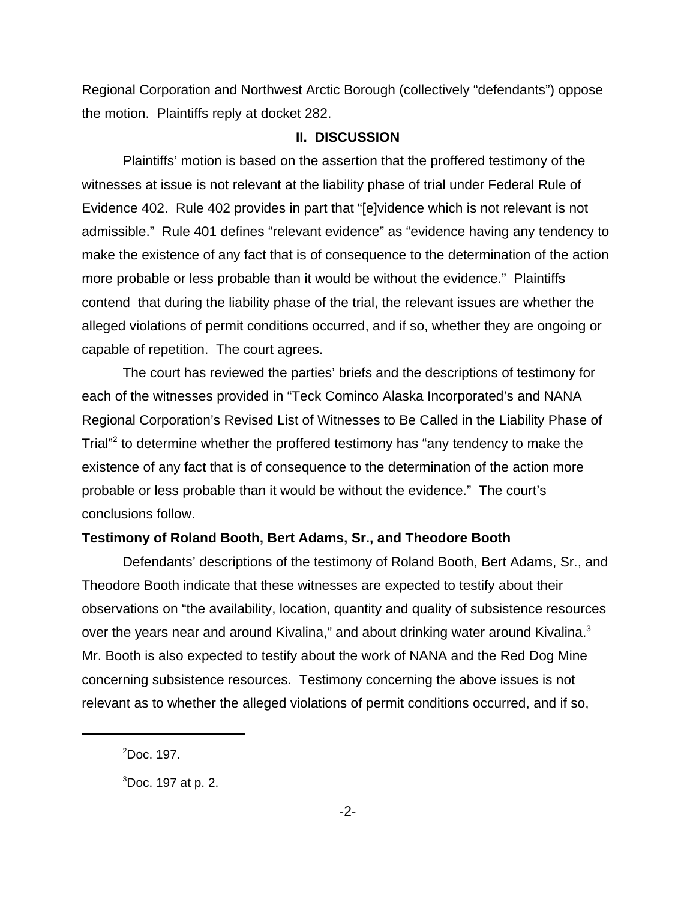Regional Corporation and Northwest Arctic Borough (collectively "defendants") oppose the motion. Plaintiffs reply at docket 282.

## II. DISCUSSION

Plaintiffs' motion is based on the assertion that the proffered testimony of the witnesses at issue is not relevant at the liability phase of trial under Federal Rule of Evidence 402. Rule 402 provides in part that "[e]vidence which is not relevant is not admissible." Rule 401 defines "relevant evidence" as "evidence having any tendency to make the existence of any fact that is of consequence to the determination of the action more probable or less probable than it would be without the evidence." Plaintiffs contend that during the liability phase of the trial, the relevant issues are whether the alleged violations of permit conditions occurred, and if so, whether they are ongoing or capable of repetition. The court agrees.

The court has reviewed the parties' briefs and the descriptions of testimony for each of the witnesses provided in "Teck Cominco Alaska Incorporated's and NANA Regional Corporation's Revised List of Witnesses to Be Called in the Liability Phase of Trial"[2] to determine whether the proffered testimony has "any tendency to make the existence of any fact that is of consequence to the determination of the action more probable or less probable than it would be without the evidence." The court's conclusions follow.

**Testimony of Roland Booth, Bert Adams, Sr., and Theodore Booth**

Defendants' descriptions of the testimony of Roland Booth, Bert Adams, Sr., and Theodore Booth indicate that these witnesses are expected to testify about their observations on "the availability, location, quantity and quality of subsistence resources over the years near and around Kivalina," and about drinking water around Kivalina.[3] Mr. Booth is also expected to testify about the work of NANA and the Red Dog Mine concerning subsistence resources. Testimony concerning the above issues is not relevant as to whether the alleged violations of permit conditions occurred, and if so,

---

[2]Doc. 197.

[3]Doc. 197 at p. 2.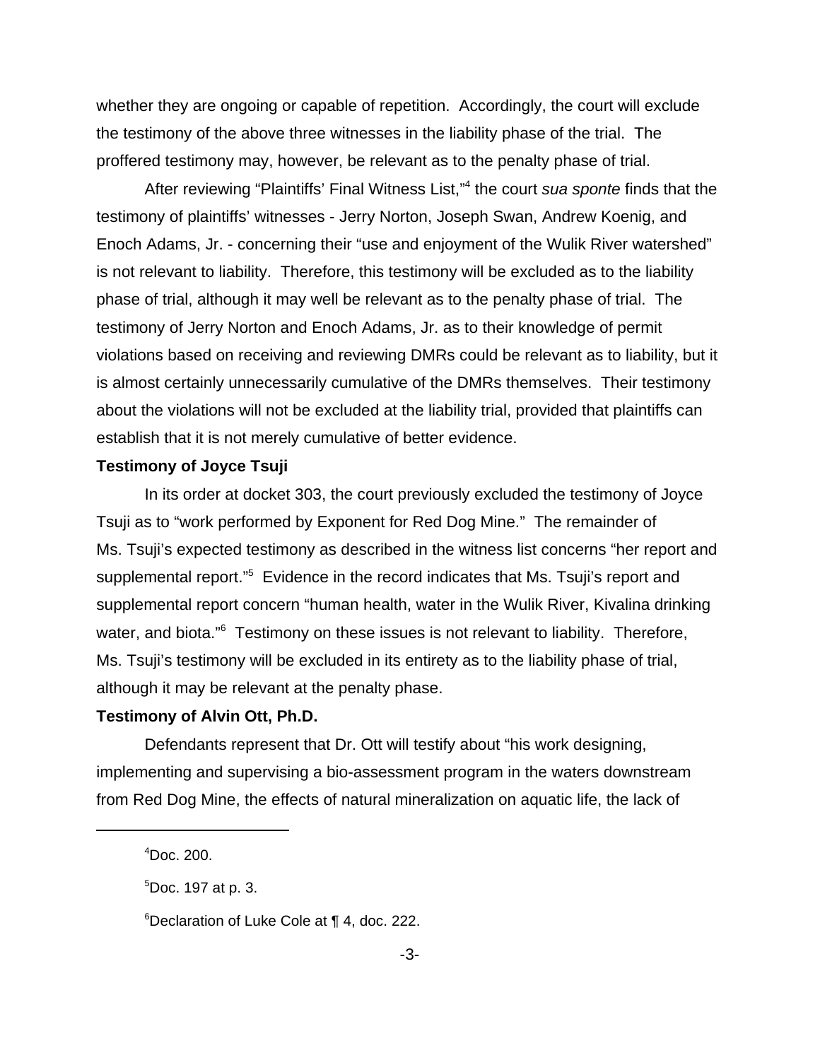whether they are ongoing or capable of repetition. Accordingly, the court will exclude the testimony of the above three witnesses in the liability phase of the trial. The proffered testimony may, however, be relevant as to the penalty phase of trial.

After reviewing "Plaintiffs' Final Witness List,"[4] the court *sua sponte* finds that the testimony of plaintiffs' witnesses - Jerry Norton, Joseph Swan, Andrew Koenig, and Enoch Adams, Jr. - concerning their "use and enjoyment of the Wulik River watershed" is not relevant to liability. Therefore, this testimony will be excluded as to the liability phase of trial, although it may well be relevant as to the penalty phase of trial. The testimony of Jerry Norton and Enoch Adams, Jr. as to their knowledge of permit violations based on receiving and reviewing DMRs could be relevant as to liability, but it is almost certainly unnecessarily cumulative of the DMRs themselves. Their testimony about the violations will not be excluded at the liability trial, provided that plaintiffs can establish that it is not merely cumulative of better evidence.

**Testimony of Joyce Tsuji**

In its order at docket 303, the court previously excluded the testimony of Joyce Tsuji as to "work performed by Exponent for Red Dog Mine." The remainder of Ms. Tsuji's expected testimony as described in the witness list concerns "her report and supplemental report."[5] Evidence in the record indicates that Ms. Tsuji's report and supplemental report concern "human health, water in the Wulik River, Kivalina drinking water, and biota."[6] Testimony on these issues is not relevant to liability. Therefore, Ms. Tsuji's testimony will be excluded in its entirety as to the liability phase of trial, although it may be relevant at the penalty phase.

**Testimony of Alvin Ott, Ph.D.**

Defendants represent that Dr. Ott will testify about "his work designing, implementing and supervising a bio-assessment program in the waters downstream from Red Dog Mine, the effects of natural mineralization on aquatic life, the lack of

---

[4]Doc. 200.

[5]Doc. 197 at p. 3.

[6]Declaration of Luke Cole at ¶ 4, doc. 222.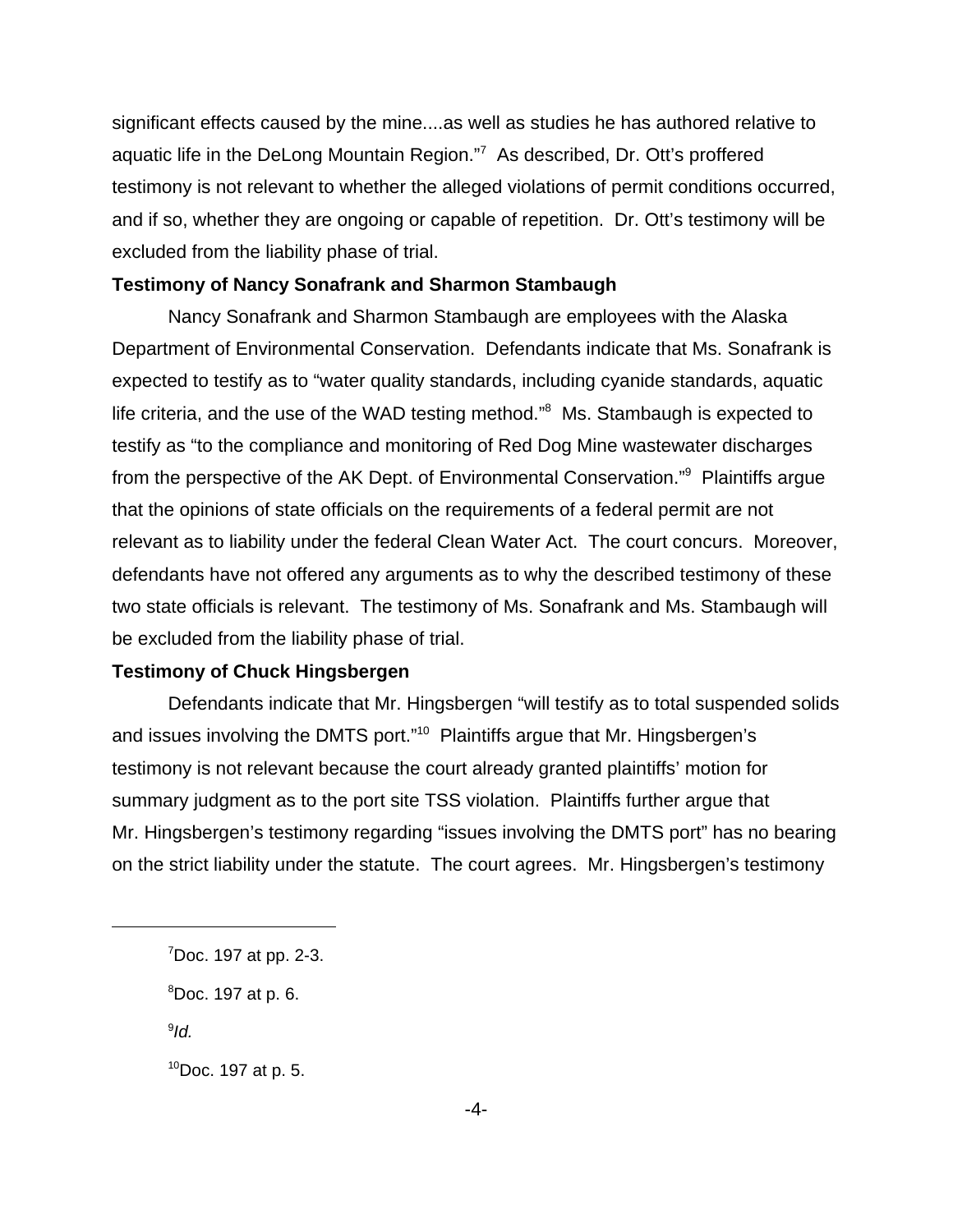significant effects caused by the mine....as well as studies he has authored relative to aquatic life in the DeLong Mountain Region."[7] As described, Dr. Ott's proffered testimony is not relevant to whether the alleged violations of permit conditions occurred, and if so, whether they are ongoing or capable of repetition. Dr. Ott's testimony will be excluded from the liability phase of trial.

**Testimony of Nancy Sonafrank and Sharmon Stambaugh**

Nancy Sonafrank and Sharmon Stambaugh are employees with the Alaska Department of Environmental Conservation. Defendants indicate that Ms. Sonafrank is expected to testify as to "water quality standards, including cyanide standards, aquatic life criteria, and the use of the WAD testing method."[8] Ms. Stambaugh is expected to testify as "to the compliance and monitoring of Red Dog Mine wastewater discharges from the perspective of the AK Dept. of Environmental Conservation."[9] Plaintiffs argue that the opinions of state officials on the requirements of a federal permit are not relevant as to liability under the federal Clean Water Act. The court concurs. Moreover, defendants have not offered any arguments as to why the described testimony of these two state officials is relevant. The testimony of Ms. Sonafrank and Ms. Stambaugh will be excluded from the liability phase of trial.

**Testimony of Chuck Hingsbergen**

Defendants indicate that Mr. Hingsbergen "will testify as to total suspended solids and issues involving the DMTS port."[10] Plaintiffs argue that Mr. Hingsbergen's testimony is not relevant because the court already granted plaintiffs' motion for summary judgment as to the port site TSS violation. Plaintiffs further argue that Mr. Hingsbergen's testimony regarding "issues involving the DMTS port" has no bearing on the strict liability under the statute. The court agrees. Mr. Hingsbergen's testimony

---

[7] Doc. 197 at pp. 2-3.

[8] Doc. 197 at p. 6.

[9] *Id.*

[10] Doc. 197 at p. 5.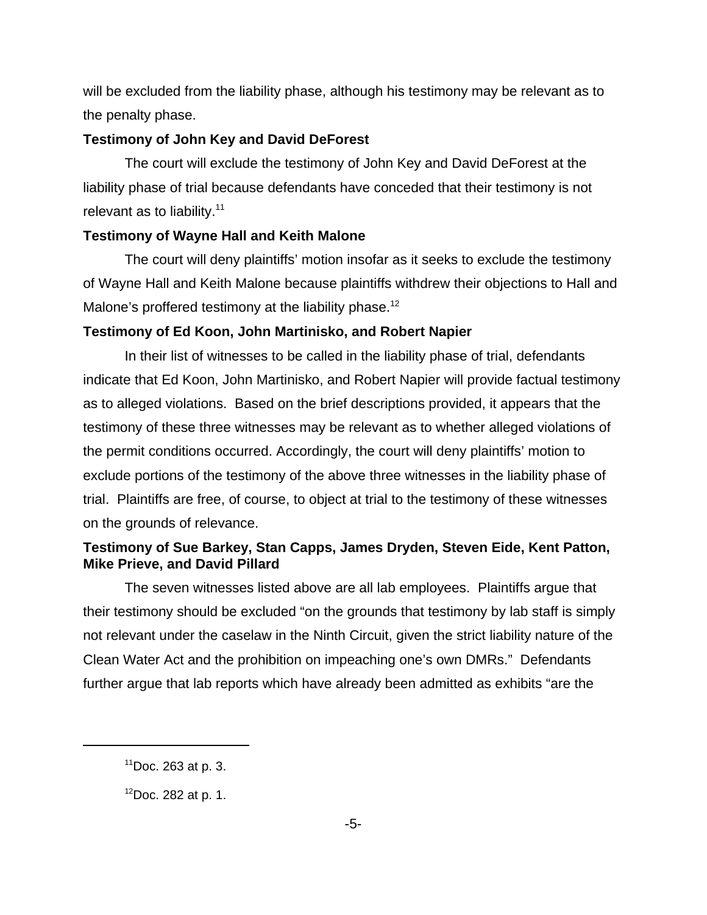will be excluded from the liability phase, although his testimony may be relevant as to the penalty phase.

**Testimony of John Key and David DeForest**

The court will exclude the testimony of John Key and David DeForest at the liability phase of trial because defendants have conceded that their testimony is not relevant as to liability.[11]

**Testimony of Wayne Hall and Keith Malone**

The court will deny plaintiffs' motion insofar as it seeks to exclude the testimony of Wayne Hall and Keith Malone because plaintiffs withdrew their objections to Hall and Malone's proffered testimony at the liability phase.[12]

**Testimony of Ed Koon, John Martinisko, and Robert Napier**

In their list of witnesses to be called in the liability phase of trial, defendants indicate that Ed Koon, John Martinisko, and Robert Napier will provide factual testimony as to alleged violations. Based on the brief descriptions provided, it appears that the testimony of these three witnesses may be relevant as to whether alleged violations of the permit conditions occurred. Accordingly, the court will deny plaintiffs' motion to exclude portions of the testimony of the above three witnesses in the liability phase of trial. Plaintiffs are free, of course, to object at trial to the testimony of these witnesses on the grounds of relevance.

**Testimony of Sue Barkey, Stan Capps, James Dryden, Steven Eide, Kent Patton, Mike Prieve, and David Pillard**

The seven witnesses listed above are all lab employees. Plaintiffs argue that their testimony should be excluded "on the grounds that testimony by lab staff is simply not relevant under the caselaw in the Ninth Circuit, given the strict liability nature of the Clean Water Act and the prohibition on impeaching one's own DMRs." Defendants further argue that lab reports which have already been admitted as exhibits "are the

---

[11] Doc. 263 at p. 3.

[12] Doc. 282 at p. 1.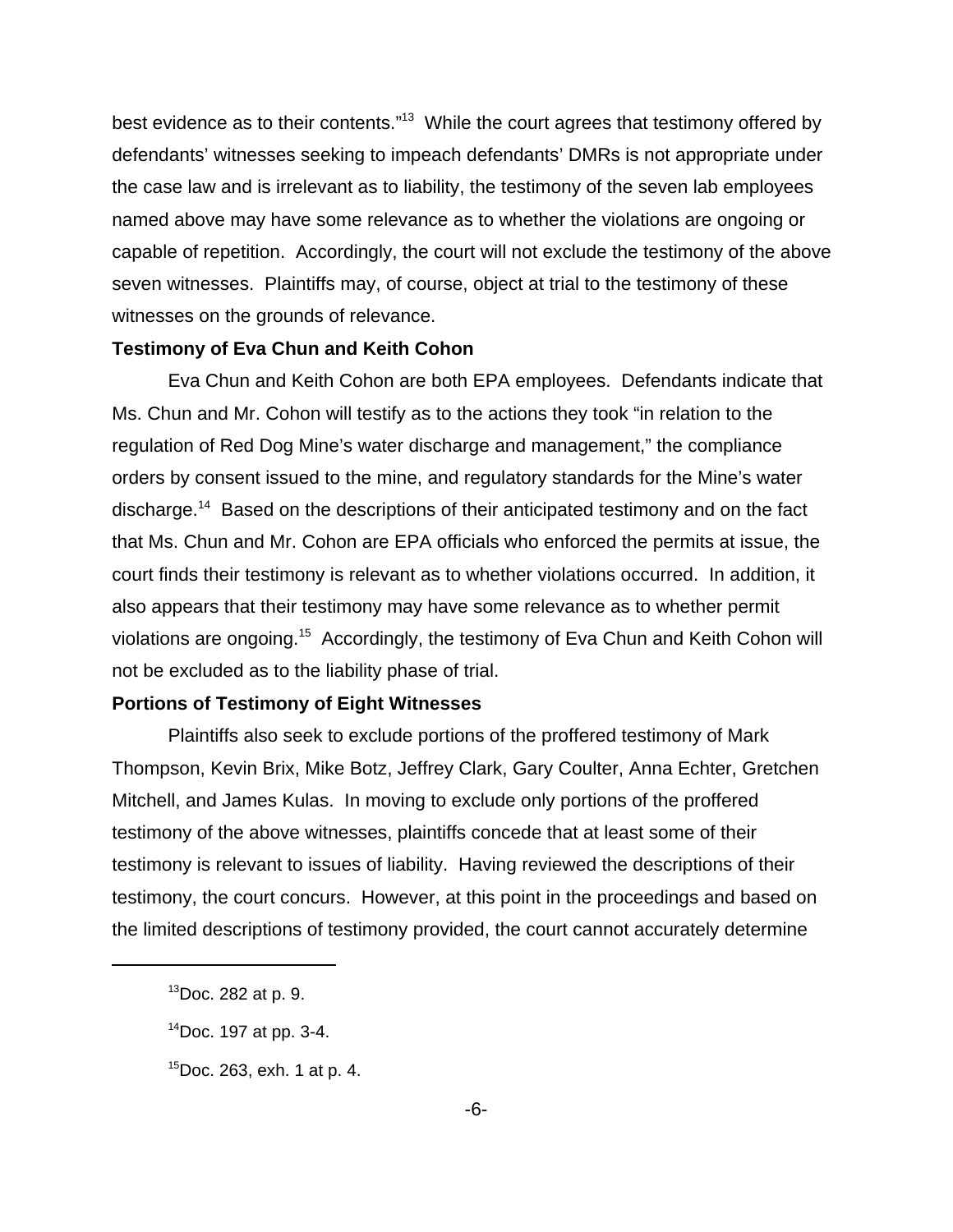best evidence as to their contents."[13] While the court agrees that testimony offered by defendants' witnesses seeking to impeach defendants' DMRs is not appropriate under the case law and is irrelevant as to liability, the testimony of the seven lab employees named above may have some relevance as to whether the violations are ongoing or capable of repetition. Accordingly, the court will not exclude the testimony of the above seven witnesses. Plaintiffs may, of course, object at trial to the testimony of these witnesses on the grounds of relevance.

**Testimony of Eva Chun and Keith Cohon**

Eva Chun and Keith Cohon are both EPA employees. Defendants indicate that Ms. Chun and Mr. Cohon will testify as to the actions they took "in relation to the regulation of Red Dog Mine's water discharge and management," the compliance orders by consent issued to the mine, and regulatory standards for the Mine's water discharge.[14] Based on the descriptions of their anticipated testimony and on the fact that Ms. Chun and Mr. Cohon are EPA officials who enforced the permits at issue, the court finds their testimony is relevant as to whether violations occurred. In addition, it also appears that their testimony may have some relevance as to whether permit violations are ongoing.[15] Accordingly, the testimony of Eva Chun and Keith Cohon will not be excluded as to the liability phase of trial.

**Portions of Testimony of Eight Witnesses**

Plaintiffs also seek to exclude portions of the proffered testimony of Mark Thompson, Kevin Brix, Mike Botz, Jeffrey Clark, Gary Coulter, Anna Echter, Gretchen Mitchell, and James Kulas. In moving to exclude only portions of the proffered testimony of the above witnesses, plaintiffs concede that at least some of their testimony is relevant to issues of liability. Having reviewed the descriptions of their testimony, the court concurs. However, at this point in the proceedings and based on the limited descriptions of testimony provided, the court cannot accurately determine

---

[13] Doc. 282 at p. 9.

[14] Doc. 197 at pp. 3-4.

[15] Doc. 263, exh. 1 at p. 4.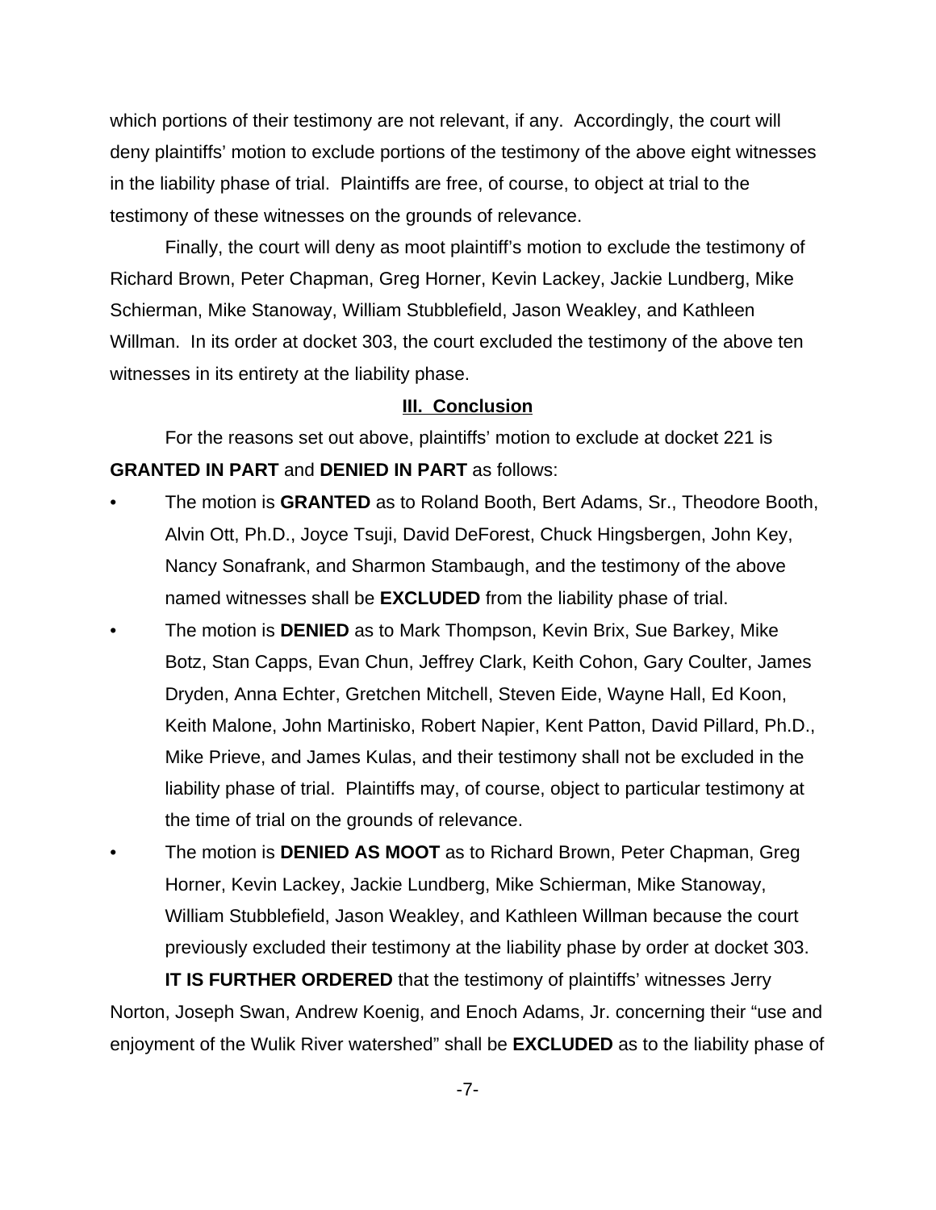which portions of their testimony are not relevant, if any. Accordingly, the court will deny plaintiffs' motion to exclude portions of the testimony of the above eight witnesses in the liability phase of trial. Plaintiffs are free, of course, to object at trial to the testimony of these witnesses on the grounds of relevance.

Finally, the court will deny as moot plaintiff's motion to exclude the testimony of Richard Brown, Peter Chapman, Greg Horner, Kevin Lackey, Jackie Lundberg, Mike Schierman, Mike Stanoway, William Stubblefield, Jason Weakley, and Kathleen Willman. In its order at docket 303, the court excluded the testimony of the above ten witnesses in its entirety at the liability phase.

## III. Conclusion

For the reasons set out above, plaintiffs' motion to exclude at docket 221 is **GRANTED IN PART** and **DENIED IN PART** as follows:

- The motion is **GRANTED** as to Roland Booth, Bert Adams, Sr., Theodore Booth, Alvin Ott, Ph.D., Joyce Tsuji, David DeForest, Chuck Hingsbergen, John Key, Nancy Sonafrank, and Sharmon Stambaugh, and the testimony of the above named witnesses shall be **EXCLUDED** from the liability phase of trial.
- The motion is **DENIED** as to Mark Thompson, Kevin Brix, Sue Barkey, Mike Botz, Stan Capps, Evan Chun, Jeffrey Clark, Keith Cohon, Gary Coulter, James Dryden, Anna Echter, Gretchen Mitchell, Steven Eide, Wayne Hall, Ed Koon, Keith Malone, John Martinisko, Robert Napier, Kent Patton, David Pillard, Ph.D., Mike Prieve, and James Kulas, and their testimony shall not be excluded in the liability phase of trial. Plaintiffs may, of course, object to particular testimony at the time of trial on the grounds of relevance.
- The motion is **DENIED AS MOOT** as to Richard Brown, Peter Chapman, Greg Horner, Kevin Lackey, Jackie Lundberg, Mike Schierman, Mike Stanoway, William Stubblefield, Jason Weakley, and Kathleen Willman because the court previously excluded their testimony at the liability phase by order at docket 303.

**IT IS FURTHER ORDERED** that the testimony of plaintiffs' witnesses Jerry Norton, Joseph Swan, Andrew Koenig, and Enoch Adams, Jr. concerning their "use and enjoyment of the Wulik River watershed" shall be **EXCLUDED** as to the liability phase of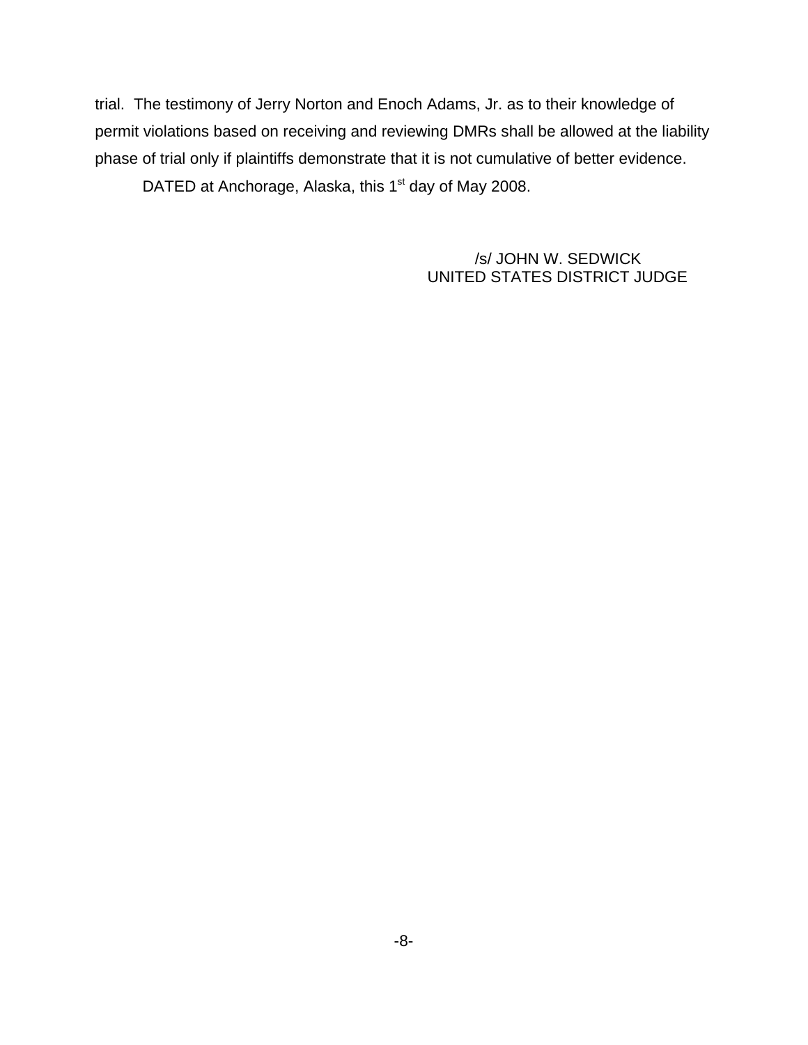trial. The testimony of Jerry Norton and Enoch Adams, Jr. as to their knowledge of permit violations based on receiving and reviewing DMRs shall be allowed at the liability phase of trial only if plaintiffs demonstrate that it is not cumulative of better evidence.

DATED at Anchorage, Alaska, this 1st day of May 2008.

/s/ JOHN W. SEDWICK
UNITED STATES DISTRICT JUDGE